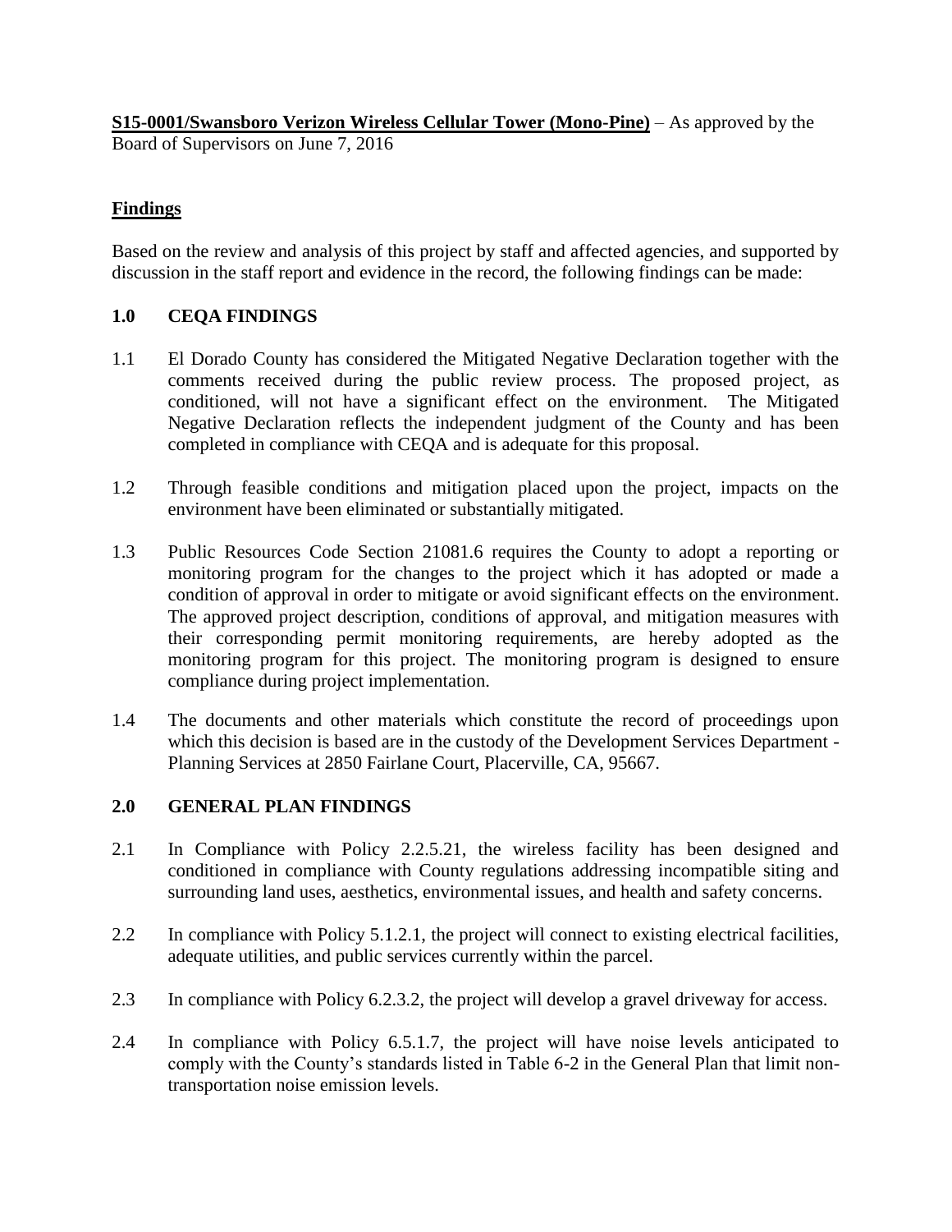**S15-0001/Swansboro Verizon Wireless Cellular Tower (Mono-Pine)** – As approved by the Board of Supervisors on June 7, 2016

## Findings

Based on the review and analysis of this project by staff and affected agencies, and supported by discussion in the staff report and evidence in the record, the following findings can be made:

### 1.0 CEQA FINDINGS

1.1 El Dorado County has considered the Mitigated Negative Declaration together with the comments received during the public review process. The proposed project, as conditioned, will not have a significant effect on the environment. The Mitigated Negative Declaration reflects the independent judgment of the County and has been completed in compliance with CEQA and is adequate for this proposal.

1.2 Through feasible conditions and mitigation placed upon the project, impacts on the environment have been eliminated or substantially mitigated.

1.3 Public Resources Code Section 21081.6 requires the County to adopt a reporting or monitoring program for the changes to the project which it has adopted or made a condition of approval in order to mitigate or avoid significant effects on the environment. The approved project description, conditions of approval, and mitigation measures with their corresponding permit monitoring requirements, are hereby adopted as the monitoring program for this project. The monitoring program is designed to ensure compliance during project implementation.

1.4 The documents and other materials which constitute the record of proceedings upon which this decision is based are in the custody of the Development Services Department - Planning Services at 2850 Fairlane Court, Placerville, CA, 95667.

### 2.0 GENERAL PLAN FINDINGS

2.1 In Compliance with Policy 2.2.5.21, the wireless facility has been designed and conditioned in compliance with County regulations addressing incompatible siting and surrounding land uses, aesthetics, environmental issues, and health and safety concerns.

2.2 In compliance with Policy 5.1.2.1, the project will connect to existing electrical facilities, adequate utilities, and public services currently within the parcel.

2.3 In compliance with Policy 6.2.3.2, the project will develop a gravel driveway for access.

2.4 In compliance with Policy 6.5.1.7, the project will have noise levels anticipated to comply with the County's standards listed in Table 6-2 in the General Plan that limit non-transportation noise emission levels.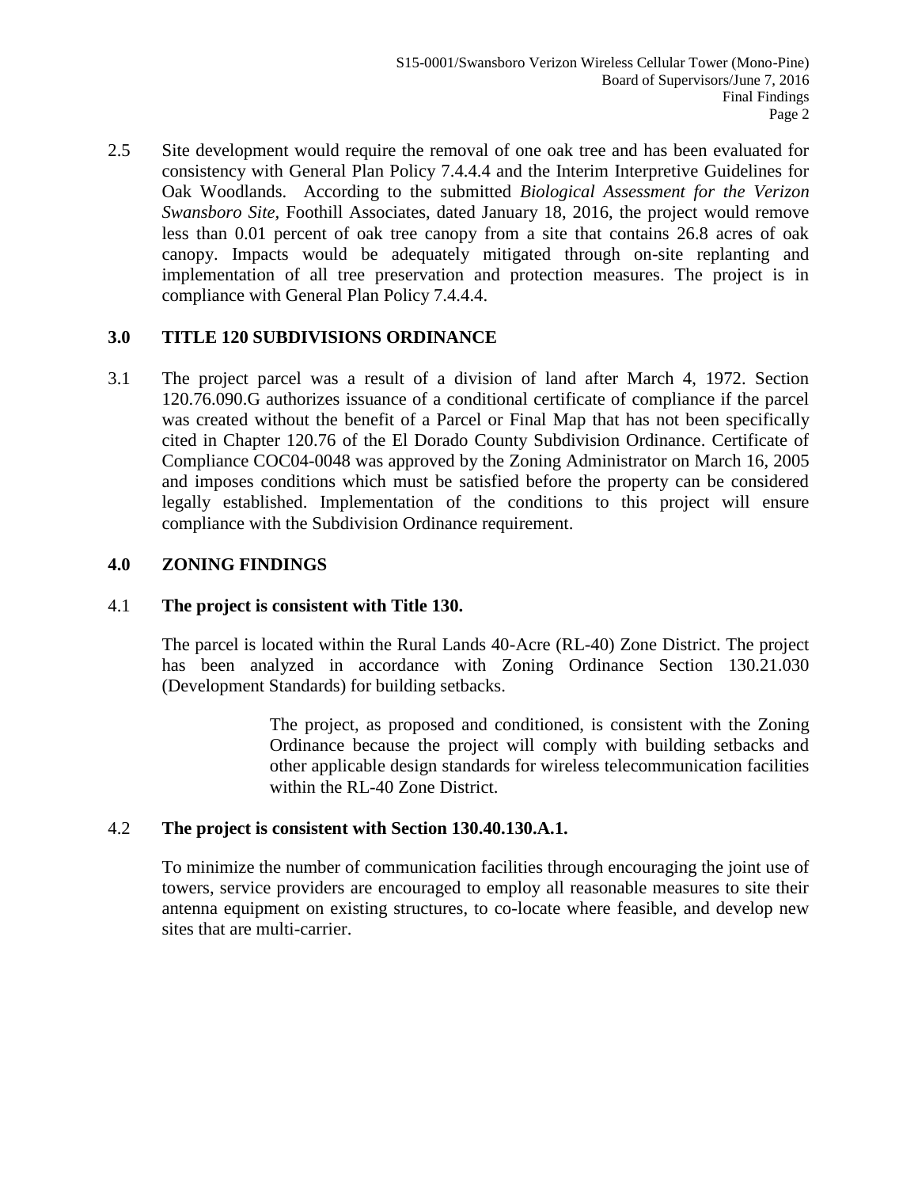2.5 Site development would require the removal of one oak tree and has been evaluated for consistency with General Plan Policy 7.4.4.4 and the Interim Interpretive Guidelines for Oak Woodlands. According to the submitted *Biological Assessment for the Verizon Swansboro Site,* Foothill Associates, dated January 18, 2016, the project would remove less than 0.01 percent of oak tree canopy from a site that contains 26.8 acres of oak canopy. Impacts would be adequately mitigated through on-site replanting and implementation of all tree preservation and protection measures. The project is in compliance with General Plan Policy 7.4.4.4.

## 3.0 TITLE 120 SUBDIVISIONS ORDINANCE

3.1 The project parcel was a result of a division of land after March 4, 1972. Section 120.76.090.G authorizes issuance of a conditional certificate of compliance if the parcel was created without the benefit of a Parcel or Final Map that has not been specifically cited in Chapter 120.76 of the El Dorado County Subdivision Ordinance. Certificate of Compliance COC04-0048 was approved by the Zoning Administrator on March 16, 2005 and imposes conditions which must be satisfied before the property can be considered legally established. Implementation of the conditions to this project will ensure compliance with the Subdivision Ordinance requirement.

## 4.0 ZONING FINDINGS

4.1 **The project is consistent with Title 130.**

The parcel is located within the Rural Lands 40-Acre (RL-40) Zone District. The project has been analyzed in accordance with Zoning Ordinance Section 130.21.030 (Development Standards) for building setbacks.

The project, as proposed and conditioned, is consistent with the Zoning Ordinance because the project will comply with building setbacks and other applicable design standards for wireless telecommunication facilities within the RL-40 Zone District.

4.2 **The project is consistent with Section 130.40.130.A.1.**

To minimize the number of communication facilities through encouraging the joint use of towers, service providers are encouraged to employ all reasonable measures to site their antenna equipment on existing structures, to co-locate where feasible, and develop new sites that are multi-carrier.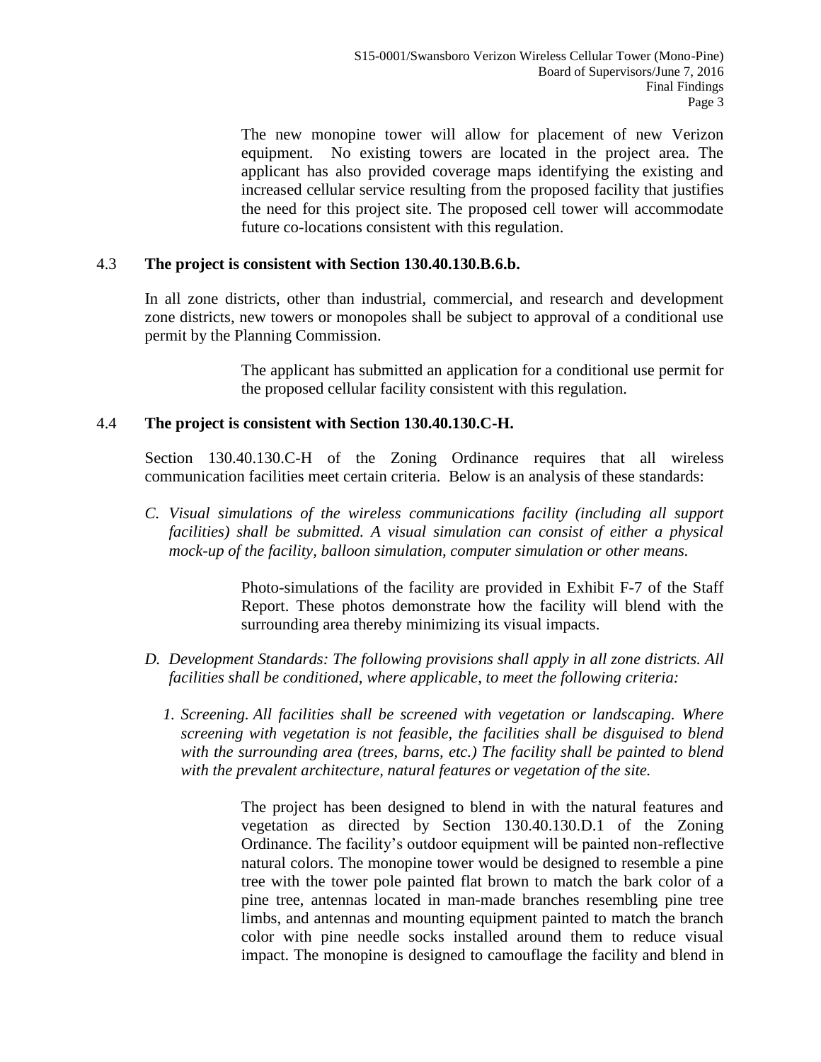The new monopine tower will allow for placement of new Verizon equipment. No existing towers are located in the project area. The applicant has also provided coverage maps identifying the existing and increased cellular service resulting from the proposed facility that justifies the need for this project site. The proposed cell tower will accommodate future co-locations consistent with this regulation.

4.3 **The project is consistent with Section 130.40.130.B.6.b.**

In all zone districts, other than industrial, commercial, and research and development zone districts, new towers or monopoles shall be subject to approval of a conditional use permit by the Planning Commission.

The applicant has submitted an application for a conditional use permit for the proposed cellular facility consistent with this regulation.

4.4 **The project is consistent with Section 130.40.130.C-H.**

Section 130.40.130.C-H of the Zoning Ordinance requires that all wireless communication facilities meet certain criteria. Below is an analysis of these standards:

*C. Visual simulations of the wireless communications facility (including all support facilities) shall be submitted. A visual simulation can consist of either a physical mock-up of the facility, balloon simulation, computer simulation or other means.*

Photo-simulations of the facility are provided in Exhibit F-7 of the Staff Report. These photos demonstrate how the facility will blend with the surrounding area thereby minimizing its visual impacts.

*D. Development Standards: The following provisions shall apply in all zone districts. All facilities shall be conditioned, where applicable, to meet the following criteria:*

*1. Screening. All facilities shall be screened with vegetation or landscaping. Where screening with vegetation is not feasible, the facilities shall be disguised to blend with the surrounding area (trees, barns, etc.) The facility shall be painted to blend with the prevalent architecture, natural features or vegetation of the site.*

The project has been designed to blend in with the natural features and vegetation as directed by Section 130.40.130.D.1 of the Zoning Ordinance. The facility's outdoor equipment will be painted non-reflective natural colors. The monopine tower would be designed to resemble a pine tree with the tower pole painted flat brown to match the bark color of a pine tree, antennas located in man-made branches resembling pine tree limbs, and antennas and mounting equipment painted to match the branch color with pine needle socks installed around them to reduce visual impact. The monopine is designed to camouflage the facility and blend in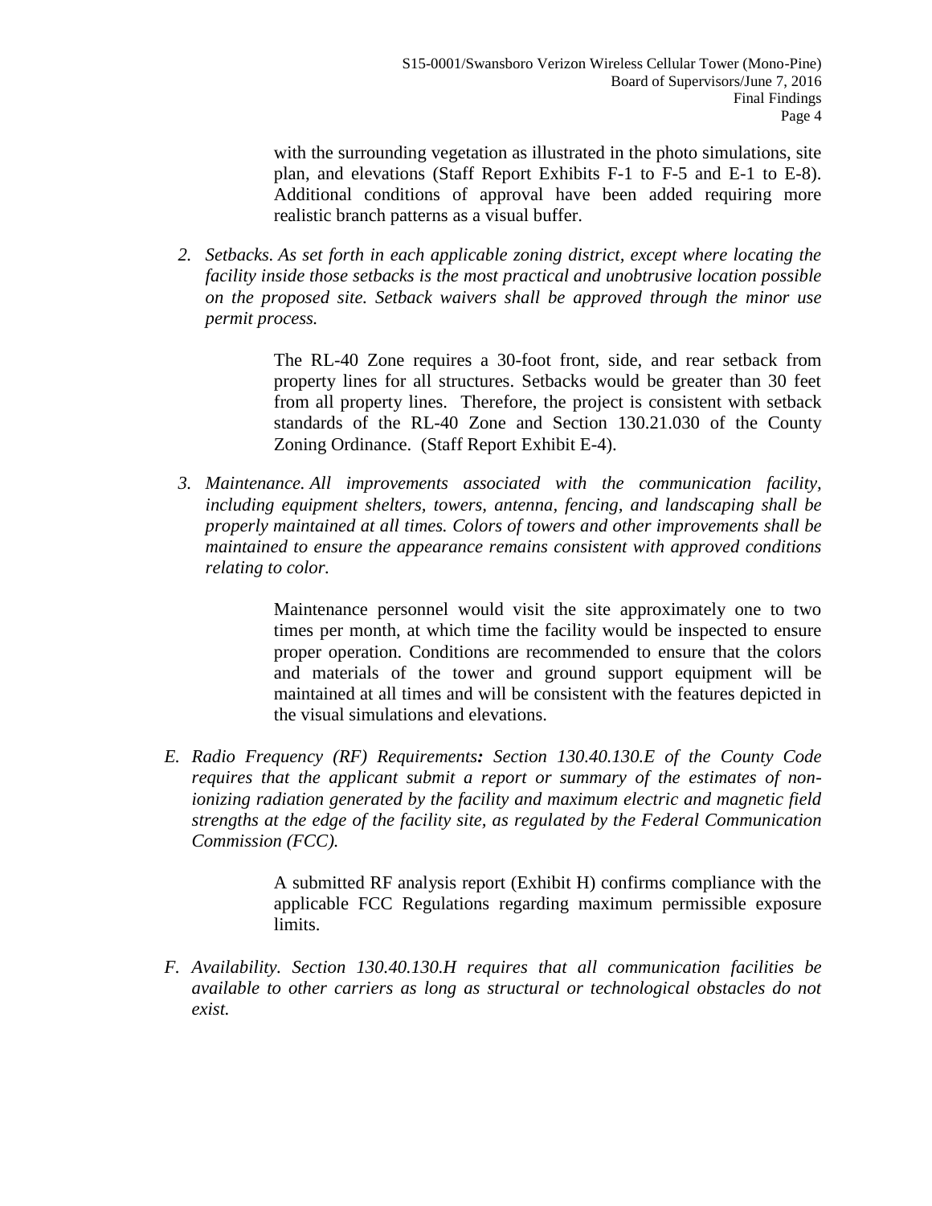with the surrounding vegetation as illustrated in the photo simulations, site plan, and elevations (Staff Report Exhibits F-1 to F-5 and E-1 to E-8). Additional conditions of approval have been added requiring more realistic branch patterns as a visual buffer.

2. *Setbacks. As set forth in each applicable zoning district, except where locating the facility inside those setbacks is the most practical and unobtrusive location possible on the proposed site. Setback waivers shall be approved through the minor use permit process.*

   The RL-40 Zone requires a 30-foot front, side, and rear setback from property lines for all structures. Setbacks would be greater than 30 feet from all property lines. Therefore, the project is consistent with setback standards of the RL-40 Zone and Section 130.21.030 of the County Zoning Ordinance. (Staff Report Exhibit E-4).

3. *Maintenance. All improvements associated with the communication facility, including equipment shelters, towers, antenna, fencing, and landscaping shall be properly maintained at all times. Colors of towers and other improvements shall be maintained to ensure the appearance remains consistent with approved conditions relating to color.*

   Maintenance personnel would visit the site approximately one to two times per month, at which time the facility would be inspected to ensure proper operation. Conditions are recommended to ensure that the colors and materials of the tower and ground support equipment will be maintained at all times and will be consistent with the features depicted in the visual simulations and elevations.

E. *Radio Frequency (RF) Requirements**:** Section 130.40.130.E of the County Code requires that the applicant submit a report or summary of the estimates of non-ionizing radiation generated by the facility and maximum electric and magnetic field strengths at the edge of the facility site, as regulated by the Federal Communication Commission (FCC).*

   A submitted RF analysis report (Exhibit H) confirms compliance with the applicable FCC Regulations regarding maximum permissible exposure limits.

F. *Availability. Section 130.40.130.H requires that all communication facilities be available to other carriers as long as structural or technological obstacles do not exist.*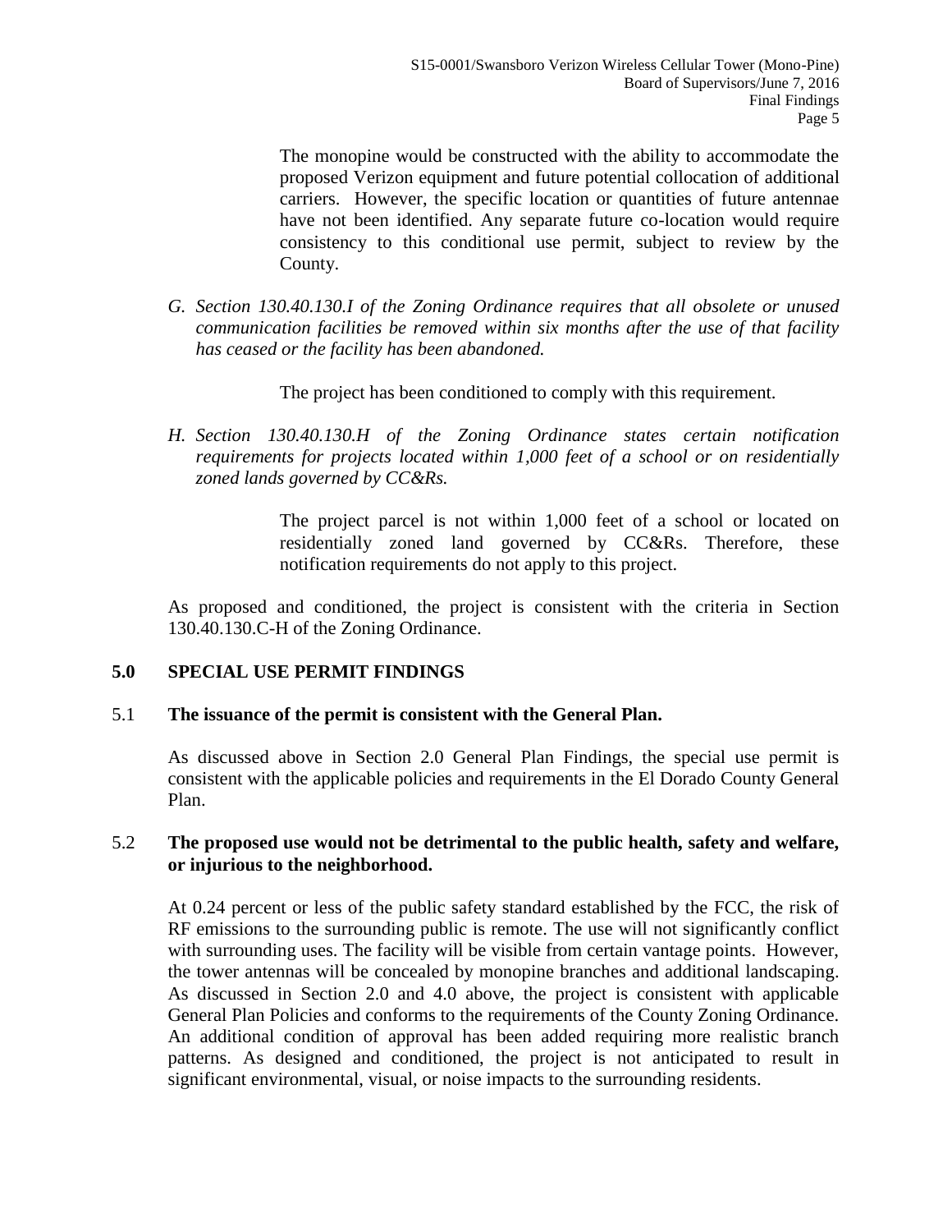The monopine would be constructed with the ability to accommodate the proposed Verizon equipment and future potential collocation of additional carriers. However, the specific location or quantities of future antennae have not been identified. Any separate future co-location would require consistency to this conditional use permit, subject to review by the County.

G. *Section 130.40.130.I of the Zoning Ordinance requires that all obsolete or unused communication facilities be removed within six months after the use of that facility has ceased or the facility has been abandoned.*

The project has been conditioned to comply with this requirement.

H. *Section 130.40.130.H of the Zoning Ordinance states certain notification requirements for projects located within 1,000 feet of a school or on residentially zoned lands governed by CC&Rs.*

The project parcel is not within 1,000 feet of a school or located on residentially zoned land governed by CC&Rs. Therefore, these notification requirements do not apply to this project.

As proposed and conditioned, the project is consistent with the criteria in Section 130.40.130.C-H of the Zoning Ordinance.

## 5.0 SPECIAL USE PERMIT FINDINGS

### 5.1 The issuance of the permit is consistent with the General Plan.

As discussed above in Section 2.0 General Plan Findings, the special use permit is consistent with the applicable policies and requirements in the El Dorado County General Plan.

### 5.2 The proposed use would not be detrimental to the public health, safety and welfare, or injurious to the neighborhood.

At 0.24 percent or less of the public safety standard established by the FCC, the risk of RF emissions to the surrounding public is remote. The use will not significantly conflict with surrounding uses. The facility will be visible from certain vantage points. However, the tower antennas will be concealed by monopine branches and additional landscaping. As discussed in Section 2.0 and 4.0 above, the project is consistent with applicable General Plan Policies and conforms to the requirements of the County Zoning Ordinance. An additional condition of approval has been added requiring more realistic branch patterns. As designed and conditioned, the project is not anticipated to result in significant environmental, visual, or noise impacts to the surrounding residents.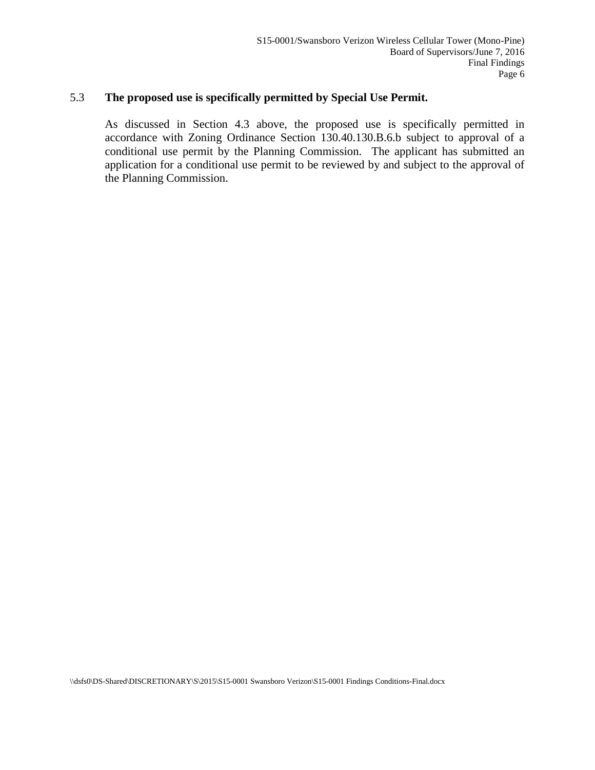5.3 **The proposed use is specifically permitted by Special Use Permit.**

As discussed in Section 4.3 above, the proposed use is specifically permitted in accordance with Zoning Ordinance Section 130.40.130.B.6.b subject to approval of a conditional use permit by the Planning Commission. The applicant has submitted an application for a conditional use permit to be reviewed by and subject to the approval of the Planning Commission.